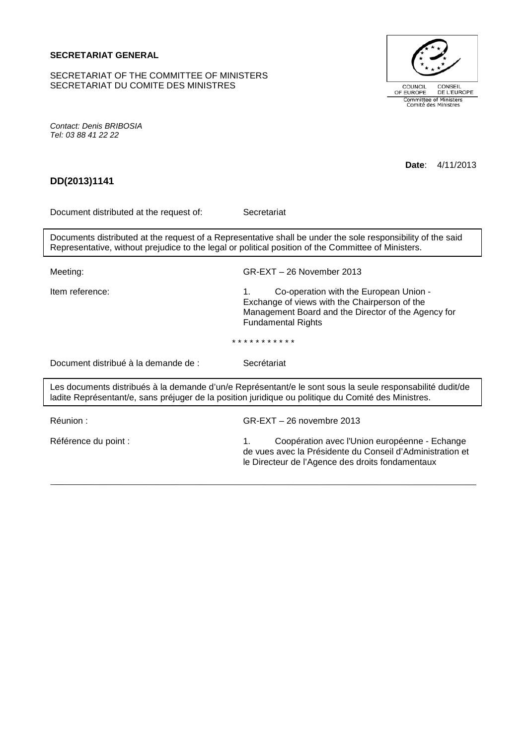**SECRETARIAT GENERAL**

SECRETARIAT OF THE COMMITTEE OF MINISTERS
SECRETARIAT DU COMITE DES MINISTRES

COUNCIL OF EUROPE — CONSEIL DE L'EUROPE
Committee of Ministers
Comité des Ministres

*Contact: Denis BRIBOSIA*
*Tel: 03 88 41 22 22*

**Date**: 4/11/2013

**DD(2013)1141**

Document distributed at the request of: Secretariat

Documents distributed at the request of a Representative shall be under the sole responsibility of the said Representative, without prejudice to the legal or political position of the Committee of Ministers.

| | |
|---|---|
| Meeting: | GR-EXT – 26 November 2013 |
| Item reference: | 1. Co-operation with the European Union - Exchange of views with the Chairperson of the Management Board and the Director of the Agency for Fundamental Rights |

\* \* \* \* \* \* \* \* \* \* \* \*

Document distribué à la demande de : Secrétariat

Les documents distribués à la demande d'un/e Représentant/e le sont sous la seule responsabilité dudit/de ladite Représentant/e, sans préjuger de la position juridique ou politique du Comité des Ministres.

| | |
|---|---|
| Réunion : | GR-EXT – 26 novembre 2013 |
| Référence du point : | 1. Coopération avec l'Union européenne - Echange de vues avec la Présidente du Conseil d'Administration et le Directeur de l'Agence des droits fondamentaux |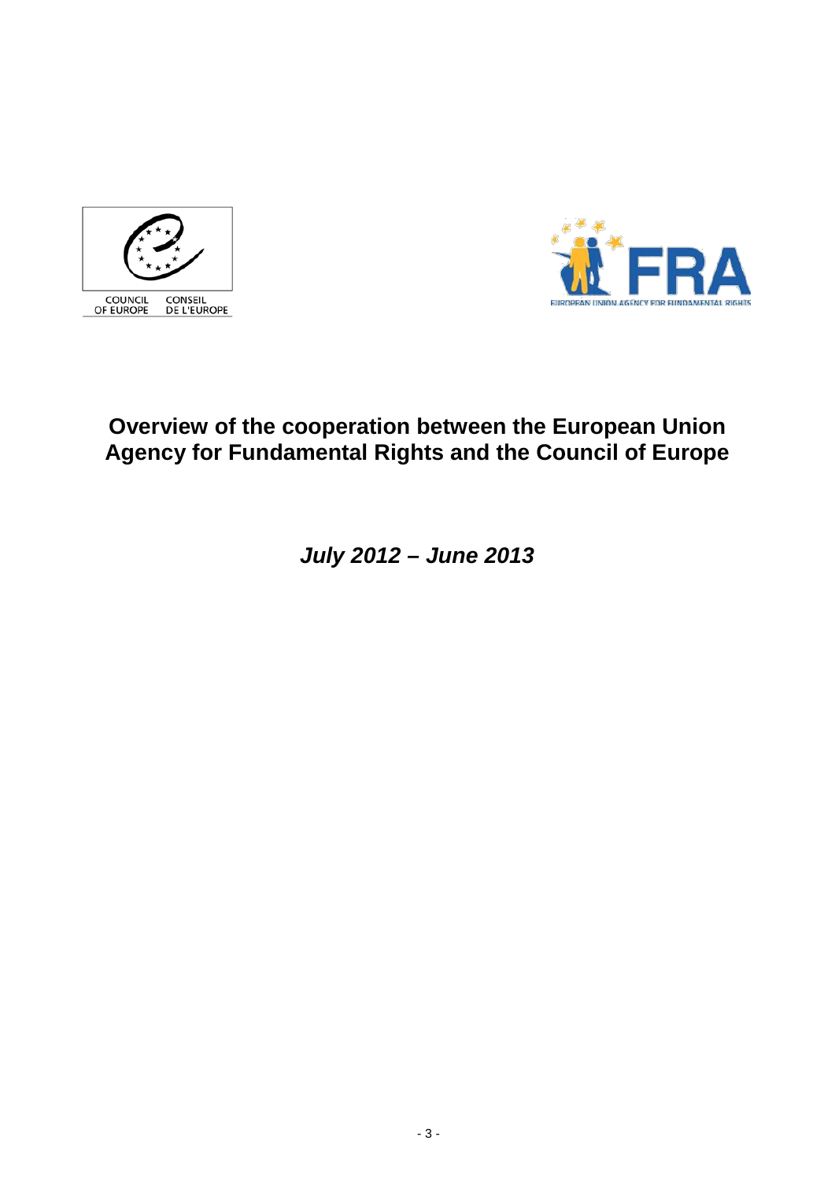# Overview of the cooperation between the European Union Agency for Fundamental Rights and the Council of Europe

***July 2012 – June 2013***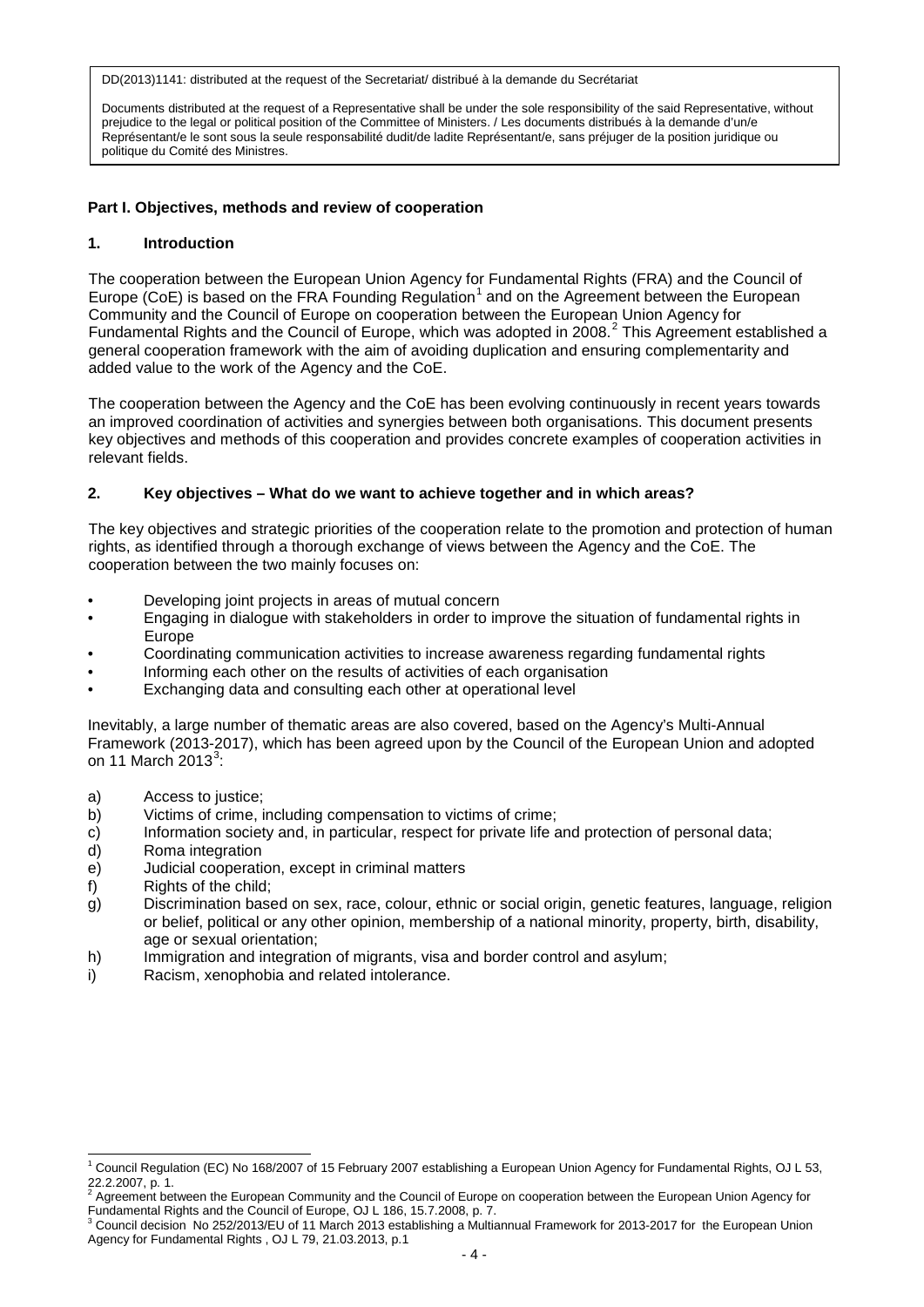DD(2013)1141: distributed at the request of the Secretariat/ distribué à la demande du Secrétariat

Documents distributed at the request of a Representative shall be under the sole responsibility of the said Representative, without prejudice to the legal or political position of the Committee of Ministers. / Les documents distribués à la demande d'un/e Représentant/e le sont sous la seule responsabilité dudit/de ladite Représentant/e, sans préjuger de la position juridique ou politique du Comité des Ministres.

## Part I. Objectives, methods and review of cooperation

### 1. Introduction

The cooperation between the European Union Agency for Fundamental Rights (FRA) and the Council of Europe (CoE) is based on the FRA Founding Regulation[1] and on the Agreement between the European Community and the Council of Europe on cooperation between the European Union Agency for Fundamental Rights and the Council of Europe, which was adopted in 2008.[2] This Agreement established a general cooperation framework with the aim of avoiding duplication and ensuring complementarity and added value to the work of the Agency and the CoE.

The cooperation between the Agency and the CoE has been evolving continuously in recent years towards an improved coordination of activities and synergies between both organisations. This document presents key objectives and methods of this cooperation and provides concrete examples of cooperation activities in relevant fields.

### 2. Key objectives – What do we want to achieve together and in which areas?

The key objectives and strategic priorities of the cooperation relate to the promotion and protection of human rights, as identified through a thorough exchange of views between the Agency and the CoE. The cooperation between the two mainly focuses on:

- Developing joint projects in areas of mutual concern
- Engaging in dialogue with stakeholders in order to improve the situation of fundamental rights in Europe
- Coordinating communication activities to increase awareness regarding fundamental rights
- Informing each other on the results of activities of each organisation
- Exchanging data and consulting each other at operational level

Inevitably, a large number of thematic areas are also covered, based on the Agency's Multi-Annual Framework (2013-2017), which has been agreed upon by the Council of the European Union and adopted on 11 March 2013[3]:

a) Access to justice;
b) Victims of crime, including compensation to victims of crime;
c) Information society and, in particular, respect for private life and protection of personal data;
d) Roma integration
e) Judicial cooperation, except in criminal matters
f) Rights of the child;
g) Discrimination based on sex, race, colour, ethnic or social origin, genetic features, language, religion or belief, political or any other opinion, membership of a national minority, property, birth, disability, age or sexual orientation;
h) Immigration and integration of migrants, visa and border control and asylum;
i) Racism, xenophobia and related intolerance.

---

[1] Council Regulation (EC) No 168/2007 of 15 February 2007 establishing a European Union Agency for Fundamental Rights, OJ L 53, 22.2.2007, p. 1.

[2] Agreement between the European Community and the Council of Europe on cooperation between the European Union Agency for Fundamental Rights and the Council of Europe, OJ L 186, 15.7.2008, p. 7.

[3] Council decision No 252/2013/EU of 11 March 2013 establishing a Multiannual Framework for 2013-2017 for the European Union Agency for Fundamental Rights , OJ L 79, 21.03.2013, p.1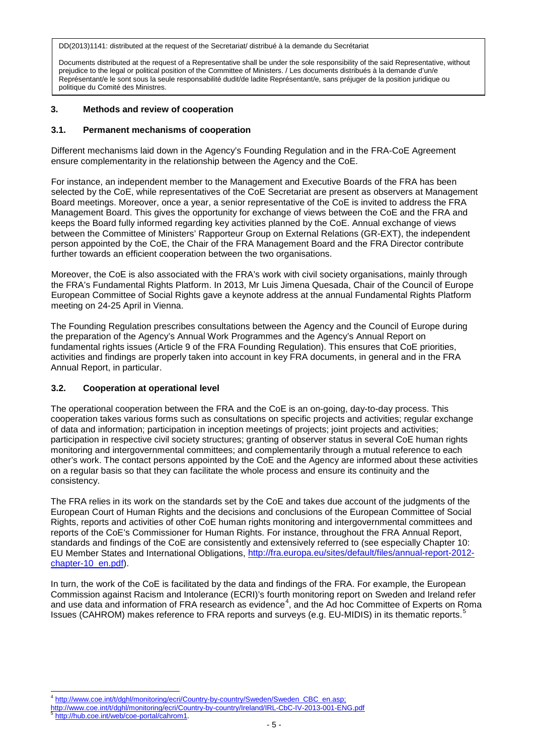DD(2013)1141: distributed at the request of the Secretariat/ distribué à la demande du Secrétariat

Documents distributed at the request of a Representative shall be under the sole responsibility of the said Representative, without prejudice to the legal or political position of the Committee of Ministers. / Les documents distribués à la demande d'un/e Représentant/e le sont sous la seule responsabilité dudit/de ladite Représentant/e, sans préjuger de la position juridique ou politique du Comité des Ministres.

## 3. Methods and review of cooperation

### 3.1. Permanent mechanisms of cooperation

Different mechanisms laid down in the Agency's Founding Regulation and in the FRA-CoE Agreement ensure complementarity in the relationship between the Agency and the CoE.

For instance, an independent member to the Management and Executive Boards of the FRA has been selected by the CoE, while representatives of the CoE Secretariat are present as observers at Management Board meetings. Moreover, once a year, a senior representative of the CoE is invited to address the FRA Management Board. This gives the opportunity for exchange of views between the CoE and the FRA and keeps the Board fully informed regarding key activities planned by the CoE. Annual exchange of views between the Committee of Ministers' Rapporteur Group on External Relations (GR-EXT), the independent person appointed by the CoE, the Chair of the FRA Management Board and the FRA Director contribute further towards an efficient cooperation between the two organisations.

Moreover, the CoE is also associated with the FRA's work with civil society organisations, mainly through the FRA's Fundamental Rights Platform. In 2013, Mr Luis Jimena Quesada, Chair of the Council of Europe European Committee of Social Rights gave a keynote address at the annual Fundamental Rights Platform meeting on 24-25 April in Vienna.

The Founding Regulation prescribes consultations between the Agency and the Council of Europe during the preparation of the Agency's Annual Work Programmes and the Agency's Annual Report on fundamental rights issues (Article 9 of the FRA Founding Regulation). This ensures that CoE priorities, activities and findings are properly taken into account in key FRA documents, in general and in the FRA Annual Report, in particular.

### 3.2. Cooperation at operational level

The operational cooperation between the FRA and the CoE is an on-going, day-to-day process. This cooperation takes various forms such as consultations on specific projects and activities; regular exchange of data and information; participation in inception meetings of projects; joint projects and activities; participation in respective civil society structures; granting of observer status in several CoE human rights monitoring and intergovernmental committees; and complementarily through a mutual reference to each other's work. The contact persons appointed by the CoE and the Agency are informed about these activities on a regular basis so that they can facilitate the whole process and ensure its continuity and the consistency.

The FRA relies in its work on the standards set by the CoE and takes due account of the judgments of the European Court of Human Rights and the decisions and conclusions of the European Committee of Social Rights, reports and activities of other CoE human rights monitoring and intergovernmental committees and reports of the CoE's Commissioner for Human Rights. For instance, throughout the FRA Annual Report, standards and findings of the CoE are consistently and extensively referred to (see especially Chapter 10: EU Member States and International Obligations, http://fra.europa.eu/sites/default/files/annual-report-2012-chapter-10_en.pdf).

In turn, the work of the CoE is facilitated by the data and findings of the FRA. For example, the European Commission against Racism and Intolerance (ECRI)'s fourth monitoring report on Sweden and Ireland refer and use data and information of FRA research as evidence[4], and the Ad hoc Committee of Experts on Roma Issues (CAHROM) makes reference to FRA reports and surveys (e.g. EU-MIDIS) in its thematic reports.[5]

---

[4] http://www.coe.int/t/dghl/monitoring/ecri/Country-by-country/Sweden/Sweden_CBC_en.asp; http://www.coe.int/t/dghl/monitoring/ecri/Country-by-country/Ireland/IRL-CbC-IV-2013-001-ENG.pdf

[5] http://hub.coe.int/web/coe-portal/cahrom1.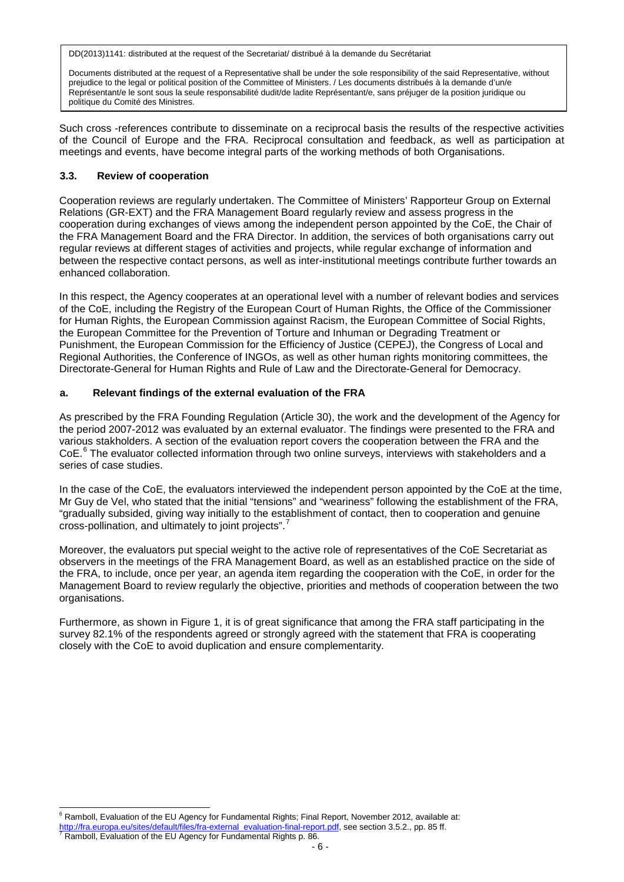DD(2013)1141: distributed at the request of the Secretariat/ distribué à la demande du Secrétariat

Documents distributed at the request of a Representative shall be under the sole responsibility of the said Representative, without prejudice to the legal or political position of the Committee of Ministers. / Les documents distribués à la demande d'un/e Représentant/e le sont sous la seule responsabilité dudit/de ladite Représentant/e, sans préjuger de la position juridique ou politique du Comité des Ministres.

Such cross -references contribute to disseminate on a reciprocal basis the results of the respective activities of the Council of Europe and the FRA. Reciprocal consultation and feedback, as well as participation at meetings and events, have become integral parts of the working methods of both Organisations.

### 3.3. Review of cooperation

Cooperation reviews are regularly undertaken. The Committee of Ministers' Rapporteur Group on External Relations (GR-EXT) and the FRA Management Board regularly review and assess progress in the cooperation during exchanges of views among the independent person appointed by the CoE, the Chair of the FRA Management Board and the FRA Director. In addition, the services of both organisations carry out regular reviews at different stages of activities and projects, while regular exchange of information and between the respective contact persons, as well as inter-institutional meetings contribute further towards an enhanced collaboration.

In this respect, the Agency cooperates at an operational level with a number of relevant bodies and services of the CoE, including the Registry of the European Court of Human Rights, the Office of the Commissioner for Human Rights, the European Commission against Racism, the European Committee of Social Rights, the European Committee for the Prevention of Torture and Inhuman or Degrading Treatment or Punishment, the European Commission for the Efficiency of Justice (CEPEJ), the Congress of Local and Regional Authorities, the Conference of INGOs, as well as other human rights monitoring committees, the Directorate-General for Human Rights and Rule of Law and the Directorate-General for Democracy.

#### a. Relevant findings of the external evaluation of the FRA

As prescribed by the FRA Founding Regulation (Article 30), the work and the development of the Agency for the period 2007-2012 was evaluated by an external evaluator. The findings were presented to the FRA and various stakeholders. A section of the evaluation report covers the cooperation between the FRA and the CoE.[6] The evaluator collected information through two online surveys, interviews with stakeholders and a series of case studies.

In the case of the CoE, the evaluators interviewed the independent person appointed by the CoE at the time, Mr Guy de Vel, who stated that the initial "tensions" and "weariness" following the establishment of the FRA, "gradually subsided, giving way initially to the establishment of contact, then to cooperation and genuine cross-pollination, and ultimately to joint projects".[7]

Moreover, the evaluators put special weight to the active role of representatives of the CoE Secretariat as observers in the meetings of the FRA Management Board, as well as an established practice on the side of the FRA, to include, once per year, an agenda item regarding the cooperation with the CoE, in order for the Management Board to review regularly the objective, priorities and methods of cooperation between the two organisations.

Furthermore, as shown in Figure 1, it is of great significance that among the FRA staff participating in the survey 82.1% of the respondents agreed or strongly agreed with the statement that FRA is cooperating closely with the CoE to avoid duplication and ensure complementarity.

---

[6] Ramboll, Evaluation of the EU Agency for Fundamental Rights; Final Report, November 2012, available at: http://fra.europa.eu/sites/default/files/fra-external_evaluation-final-report.pdf, see section 3.5.2., pp. 85 ff.

[7] Ramboll, Evaluation of the EU Agency for Fundamental Rights p. 86.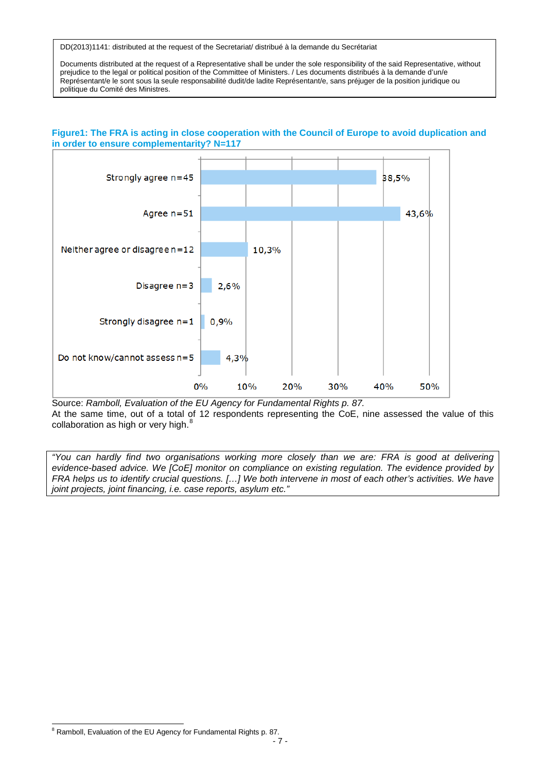DD(2013)1141: distributed at the request of the Secretariat/ distribué à la demande du Secrétariat

Documents distributed at the request of a Representative shall be under the sole responsibility of the said Representative, without prejudice to the legal or political position of the Committee of Ministers. / Les documents distribués à la demande d'un/e Représentant/e le sont sous la seule responsabilité dudit/de ladite Représentant/e, sans préjuger de la position juridique ou politique du Comité des Ministres.

**Figure1: The FRA is acting in close cooperation with the Council of Europe to avoid duplication and in order to ensure complementarity? N=117**

| Response | Percentage |
|---|---|
| Strongly agree n=45 | 38,5% |
| Agree n=51 | 43,6% |
| Neither agree or disagree n=12 | 10,3% |
| Disagree n=3 | 2,6% |
| Strongly disagree n=1 | 0,9% |
| Do not know/cannot assess n=5 | 4,3% |

Source: *Ramboll, Evaluation of the EU Agency for Fundamental Rights p. 87.*

At the same time, out of a total of 12 respondents representing the CoE, nine assessed the value of this collaboration as high or very high.[8]

> *"You can hardly find two organisations working more closely than we are: FRA is good at delivering evidence-based advice. We [CoE] monitor on compliance on existing regulation. The evidence provided by FRA helps us to identify crucial questions. […] We both intervene in most of each other's activities. We have joint projects, joint financing, i.e. case reports, asylum etc."*

---

[8] Ramboll, Evaluation of the EU Agency for Fundamental Rights p. 87.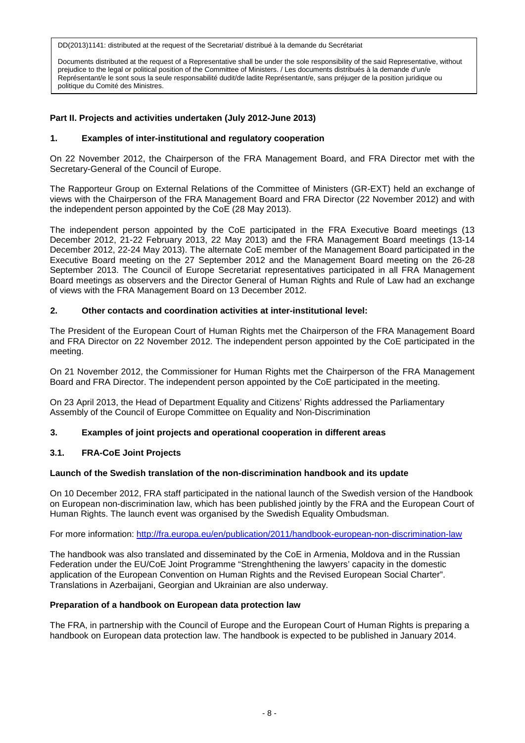DD(2013)1141: distributed at the request of the Secretariat/ distribué à la demande du Secrétariat

Documents distributed at the request of a Representative shall be under the sole responsibility of the said Representative, without prejudice to the legal or political position of the Committee of Ministers. / Les documents distribués à la demande d'un/e Représentant/e le sont sous la seule responsabilité dudit/de ladite Représentant/e, sans préjuger de la position juridique ou politique du Comité des Ministres.

## Part II. Projects and activities undertaken (July 2012-June 2013)

### 1. Examples of inter-institutional and regulatory cooperation

On 22 November 2012, the Chairperson of the FRA Management Board, and FRA Director met with the Secretary-General of the Council of Europe.

The Rapporteur Group on External Relations of the Committee of Ministers (GR-EXT) held an exchange of views with the Chairperson of the FRA Management Board and FRA Director (22 November 2012) and with the independent person appointed by the CoE (28 May 2013).

The independent person appointed by the CoE participated in the FRA Executive Board meetings (13 December 2012, 21-22 February 2013, 22 May 2013) and the FRA Management Board meetings (13-14 December 2012, 22-24 May 2013). The alternate CoE member of the Management Board participated in the Executive Board meeting on the 27 September 2012 and the Management Board meeting on the 26-28 September 2013. The Council of Europe Secretariat representatives participated in all FRA Management Board meetings as observers and the Director General of Human Rights and Rule of Law had an exchange of views with the FRA Management Board on 13 December 2012.

### 2. Other contacts and coordination activities at inter-institutional level:

The President of the European Court of Human Rights met the Chairperson of the FRA Management Board and FRA Director on 22 November 2012. The independent person appointed by the CoE participated in the meeting.

On 21 November 2012, the Commissioner for Human Rights met the Chairperson of the FRA Management Board and FRA Director. The independent person appointed by the CoE participated in the meeting.

On 23 April 2013, the Head of Department Equality and Citizens' Rights addressed the Parliamentary Assembly of the Council of Europe Committee on Equality and Non-Discrimination

### 3. Examples of joint projects and operational cooperation in different areas

### 3.1. FRA-CoE Joint Projects

**Launch of the Swedish translation of the non-discrimination handbook and its update**

On 10 December 2012, FRA staff participated in the national launch of the Swedish version of the Handbook on European non-discrimination law, which has been published jointly by the FRA and the European Court of Human Rights. The launch event was organised by the Swedish Equality Ombudsman.

For more information: http://fra.europa.eu/en/publication/2011/handbook-european-non-discrimination-law

The handbook was also translated and disseminated by the CoE in Armenia, Moldova and in the Russian Federation under the EU/CoE Joint Programme "Strenghthening the lawyers' capacity in the domestic application of the European Convention on Human Rights and the Revised European Social Charter". Translations in Azerbaijani, Georgian and Ukrainian are also underway.

**Preparation of a handbook on European data protection law**

The FRA, in partnership with the Council of Europe and the European Court of Human Rights is preparing a handbook on European data protection law. The handbook is expected to be published in January 2014.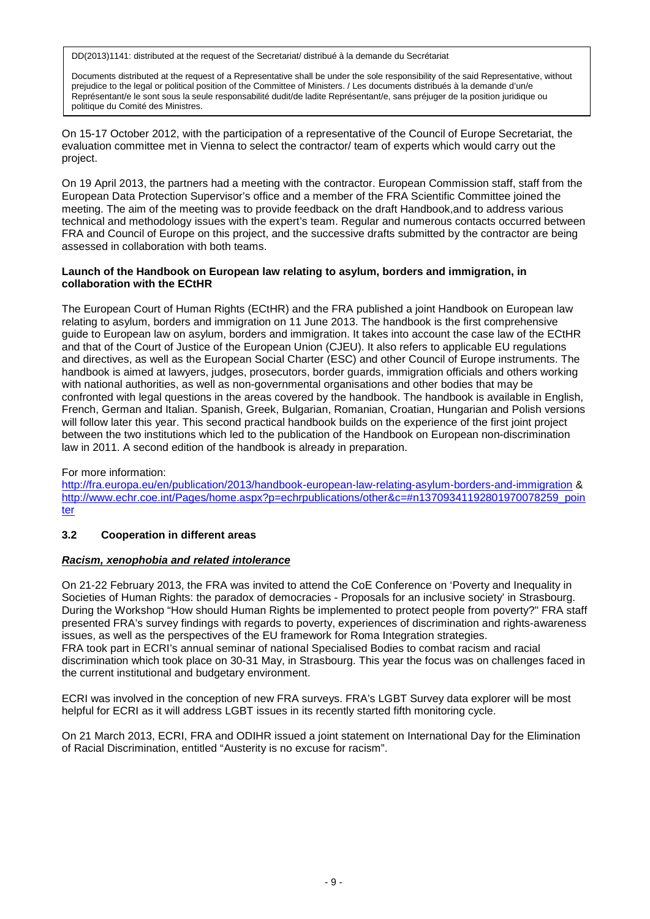DD(2013)1141: distributed at the request of the Secretariat/ distribué à la demande du Secrétariat

Documents distributed at the request of a Representative shall be under the sole responsibility of the said Representative, without prejudice to the legal or political position of the Committee of Ministers. / Les documents distribués à la demande d'un/e Représentant/e le sont sous la seule responsabilité dudit/de ladite Représentant/e, sans préjuger de la position juridique ou politique du Comité des Ministres.

On 15-17 October 2012, with the participation of a representative of the Council of Europe Secretariat, the evaluation committee met in Vienna to select the contractor/ team of experts which would carry out the project.

On 19 April 2013, the partners had a meeting with the contractor. European Commission staff, staff from the European Data Protection Supervisor's office and a member of the FRA Scientific Committee joined the meeting. The aim of the meeting was to provide feedback on the draft Handbook,and to address various technical and methodology issues with the expert's team. Regular and numerous contacts occurred between FRA and Council of Europe on this project, and the successive drafts submitted by the contractor are being assessed in collaboration with both teams.

**Launch of the Handbook on European law relating to asylum, borders and immigration, in collaboration with the ECtHR**

The European Court of Human Rights (ECtHR) and the FRA published a joint Handbook on European law relating to asylum, borders and immigration on 11 June 2013. The handbook is the first comprehensive guide to European law on asylum, borders and immigration. It takes into account the case law of the ECtHR and that of the Court of Justice of the European Union (CJEU). It also refers to applicable EU regulations and directives, as well as the European Social Charter (ESC) and other Council of Europe instruments. The handbook is aimed at lawyers, judges, prosecutors, border guards, immigration officials and others working with national authorities, as well as non-governmental organisations and other bodies that may be confronted with legal questions in the areas covered by the handbook. The handbook is available in English, French, German and Italian. Spanish, Greek, Bulgarian, Romanian, Croatian, Hungarian and Polish versions will follow later this year. This second practical handbook builds on the experience of the first joint project between the two institutions which led to the publication of the Handbook on European non-discrimination law in 2011. A second edition of the handbook is already in preparation.

For more information:
http://fra.europa.eu/en/publication/2013/handbook-european-law-relating-asylum-borders-and-immigration & http://www.echr.coe.int/Pages/home.aspx?p=echrpublications/other&c=#n13709341192801970078259_pointer

### 3.2 Cooperation in different areas

***Racism, xenophobia and related intolerance***

On 21-22 February 2013, the FRA was invited to attend the CoE Conference on 'Poverty and Inequality in Societies of Human Rights: the paradox of democracies - Proposals for an inclusive society' in Strasbourg. During the Workshop "How should Human Rights be implemented to protect people from poverty?" FRA staff presented FRA's survey findings with regards to poverty, experiences of discrimination and rights-awareness issues, as well as the perspectives of the EU framework for Roma Integration strategies.
FRA took part in ECRI's annual seminar of national Specialised Bodies to combat racism and racial discrimination which took place on 30-31 May, in Strasbourg. This year the focus was on challenges faced in the current institutional and budgetary environment.

ECRI was involved in the conception of new FRA surveys. FRA's LGBT Survey data explorer will be most helpful for ECRI as it will address LGBT issues in its recently started fifth monitoring cycle.

On 21 March 2013, ECRI, FRA and ODIHR issued a joint statement on International Day for the Elimination of Racial Discrimination, entitled "Austerity is no excuse for racism".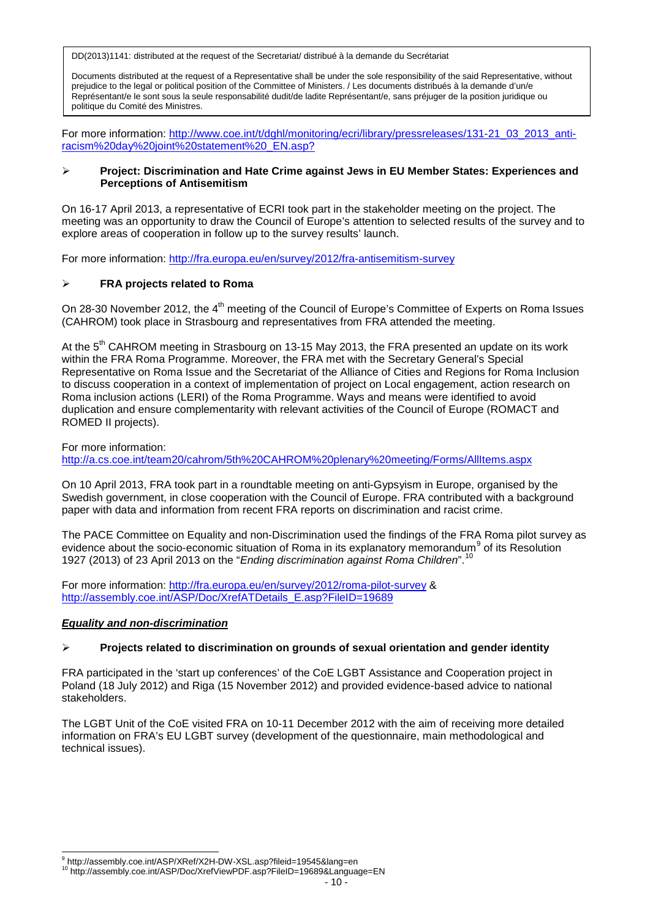For more information: http://www.coe.int/t/dghl/monitoring/ecri/library/pressreleases/131-21_03_2013_anti-racism%20day%20joint%20statement%20_EN.asp?

- **Project: Discrimination and Hate Crime against Jews in EU Member States: Experiences and Perceptions of Antisemitism**

On 16-17 April 2013, a representative of ECRI took part in the stakeholder meeting on the project. The meeting was an opportunity to draw the Council of Europe's attention to selected results of the survey and to explore areas of cooperation in follow up to the survey results' launch.

For more information: http://fra.europa.eu/en/survey/2012/fra-antisemitism-survey

- **FRA projects related to Roma**

On 28-30 November 2012, the 4th meeting of the Council of Europe's Committee of Experts on Roma Issues (CAHROM) took place in Strasbourg and representatives from FRA attended the meeting.

At the 5th CAHROM meeting in Strasbourg on 13-15 May 2013, the FRA presented an update on its work within the FRA Roma Programme. Moreover, the FRA met with the Secretary General's Special Representative on Roma Issue and the Secretariat of the Alliance of Cities and Regions for Roma Inclusion to discuss cooperation in a context of implementation of project on Local engagement, action research on Roma inclusion actions (LERI) of the Roma Programme. Ways and means were identified to avoid duplication and ensure complementarity with relevant activities of the Council of Europe (ROMACT and ROMED II projects).

For more information:
http://a.cs.coe.int/team20/cahrom/5th%20CAHROM%20plenary%20meeting/Forms/AllItems.aspx

On 10 April 2013, FRA took part in a roundtable meeting on anti-Gypsyism in Europe, organised by the Swedish government, in close cooperation with the Council of Europe. FRA contributed with a background paper with data and information from recent FRA reports on discrimination and racist crime.

The PACE Committee on Equality and non-Discrimination used the findings of the FRA Roma pilot survey as evidence about the socio-economic situation of Roma in its explanatory memorandum[9] of its Resolution 1927 (2013) of 23 April 2013 on the "*Ending discrimination against Roma Children*".[10]

For more information: http://fra.europa.eu/en/survey/2012/roma-pilot-survey & http://assembly.coe.int/ASP/Doc/XrefATDetails_E.asp?FileID=19689

***Equality and non-discrimination***

- **Projects related to discrimination on grounds of sexual orientation and gender identity**

FRA participated in the 'start up conferences' of the CoE LGBT Assistance and Cooperation project in Poland (18 July 2012) and Riga (15 November 2012) and provided evidence-based advice to national stakeholders.

The LGBT Unit of the CoE visited FRA on 10-11 December 2012 with the aim of receiving more detailed information on FRA's EU LGBT survey (development of the questionnaire, main methodological and technical issues).

[9] http://assembly.coe.int/ASP/XRef/X2H-DW-XSL.asp?fileid=19545&lang=en
[10] http://assembly.coe.int/ASP/Doc/XrefViewPDF.asp?FileID=19689&Language=EN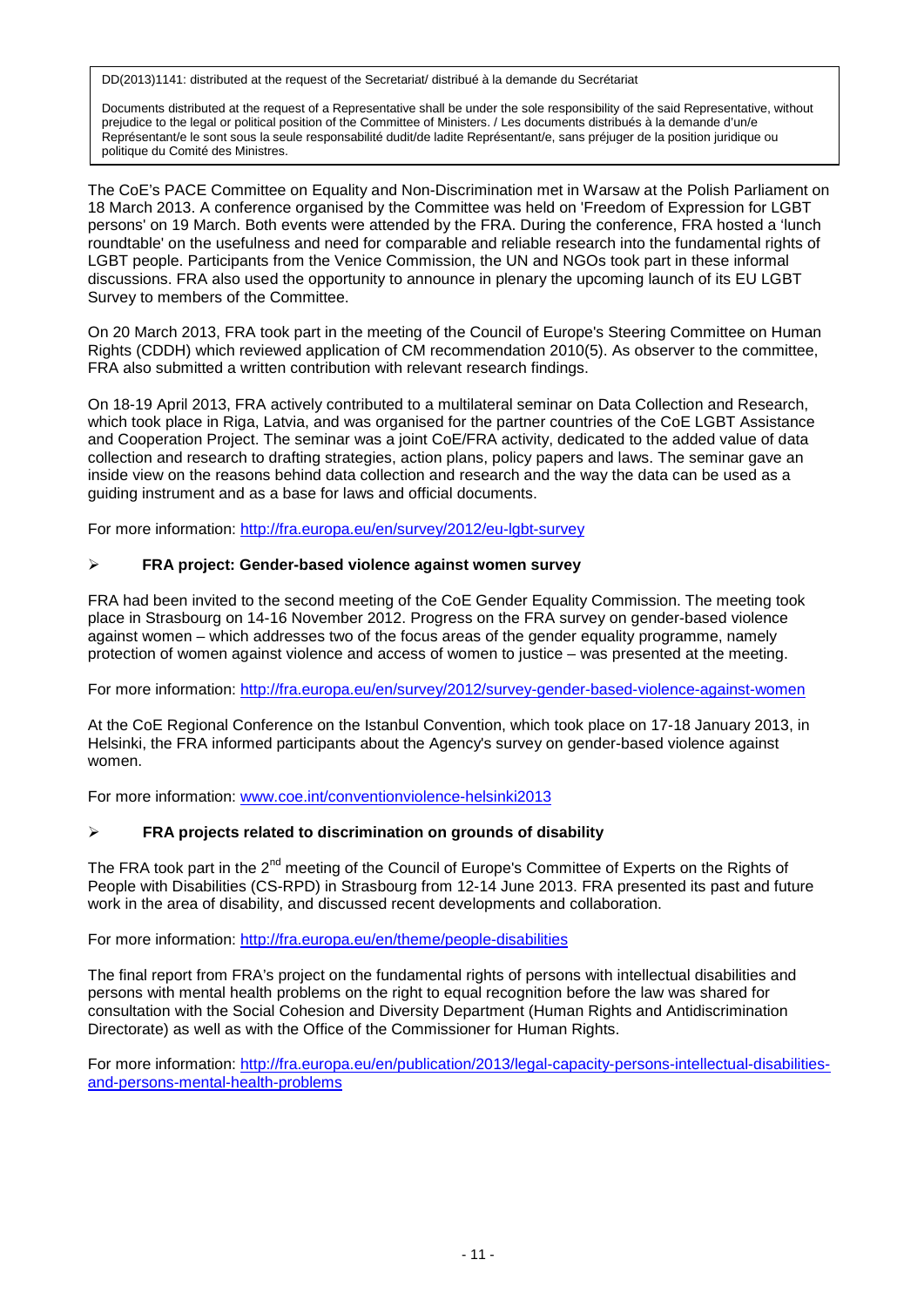DD(2013)1141: distributed at the request of the Secretariat/ distribué à la demande du Secrétariat

Documents distributed at the request of a Representative shall be under the sole responsibility of the said Representative, without prejudice to the legal or political position of the Committee of Ministers. / Les documents distribués à la demande d'un/e Représentant/e le sont sous la seule responsabilité dudit/de ladite Représentant/e, sans préjuger de la position juridique ou politique du Comité des Ministres.

The CoE's PACE Committee on Equality and Non-Discrimination met in Warsaw at the Polish Parliament on 18 March 2013. A conference organised by the Committee was held on 'Freedom of Expression for LGBT persons' on 19 March. Both events were attended by the FRA. During the conference, FRA hosted a 'lunch roundtable' on the usefulness and need for comparable and reliable research into the fundamental rights of LGBT people. Participants from the Venice Commission, the UN and NGOs took part in these informal discussions. FRA also used the opportunity to announce in plenary the upcoming launch of its EU LGBT Survey to members of the Committee.

On 20 March 2013, FRA took part in the meeting of the Council of Europe's Steering Committee on Human Rights (CDDH) which reviewed application of CM recommendation 2010(5). As observer to the committee, FRA also submitted a written contribution with relevant research findings.

On 18-19 April 2013, FRA actively contributed to a multilateral seminar on Data Collection and Research, which took place in Riga, Latvia, and was organised for the partner countries of the CoE LGBT Assistance and Cooperation Project. The seminar was a joint CoE/FRA activity, dedicated to the added value of data collection and research to drafting strategies, action plans, policy papers and laws. The seminar gave an inside view on the reasons behind data collection and research and the way the data can be used as a guiding instrument and as a base for laws and official documents.

For more information: http://fra.europa.eu/en/survey/2012/eu-lgbt-survey

- **FRA project: Gender-based violence against women survey**

FRA had been invited to the second meeting of the CoE Gender Equality Commission. The meeting took place in Strasbourg on 14-16 November 2012. Progress on the FRA survey on gender-based violence against women – which addresses two of the focus areas of the gender equality programme, namely protection of women against violence and access of women to justice – was presented at the meeting.

For more information: http://fra.europa.eu/en/survey/2012/survey-gender-based-violence-against-women

At the CoE Regional Conference on the Istanbul Convention, which took place on 17-18 January 2013, in Helsinki, the FRA informed participants about the Agency's survey on gender-based violence against women.

For more information: www.coe.int/conventionviolence-helsinki2013

- **FRA projects related to discrimination on grounds of disability**

The FRA took part in the 2nd meeting of the Council of Europe's Committee of Experts on the Rights of People with Disabilities (CS-RPD) in Strasbourg from 12-14 June 2013. FRA presented its past and future work in the area of disability, and discussed recent developments and collaboration.

For more information: http://fra.europa.eu/en/theme/people-disabilities

The final report from FRA's project on the fundamental rights of persons with intellectual disabilities and persons with mental health problems on the right to equal recognition before the law was shared for consultation with the Social Cohesion and Diversity Department (Human Rights and Antidiscrimination Directorate) as well as with the Office of the Commissioner for Human Rights.

For more information: http://fra.europa.eu/en/publication/2013/legal-capacity-persons-intellectual-disabilities-and-persons-mental-health-problems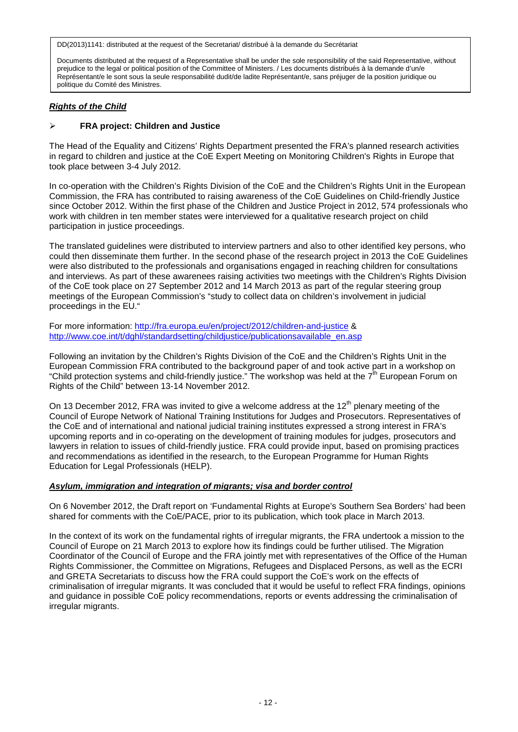DD(2013)1141: distributed at the request of the Secretariat/ distribué à la demande du Secrétariat

Documents distributed at the request of a Representative shall be under the sole responsibility of the said Representative, without prejudice to the legal or political position of the Committee of Ministers. / Les documents distribués à la demande d'un/e Représentant/e le sont sous la seule responsabilité dudit/de ladite Représentant/e, sans préjuger de la position juridique ou politique du Comité des Ministres.

***Rights of the Child***

- **FRA project: Children and Justice**

The Head of the Equality and Citizens' Rights Department presented the FRA's planned research activities in regard to children and justice at the CoE Expert Meeting on Monitoring Children's Rights in Europe that took place between 3-4 July 2012.

In co-operation with the Children's Rights Division of the CoE and the Children's Rights Unit in the European Commission, the FRA has contributed to raising awareness of the CoE Guidelines on Child-friendly Justice since October 2012. Within the first phase of the Children and Justice Project in 2012, 574 professionals who work with children in ten member states were interviewed for a qualitative research project on child participation in justice proceedings.

The translated guidelines were distributed to interview partners and also to other identified key persons, who could then disseminate them further. In the second phase of the research project in 2013 the CoE Guidelines were also distributed to the professionals and organisations engaged in reaching children for consultations and interviews. As part of these awarenees raising activities two meetings with the Children's Rights Division of the CoE took place on 27 September 2012 and 14 March 2013 as part of the regular steering group meetings of the European Commission's "study to collect data on children's involvement in judicial proceedings in the EU."

For more information: http://fra.europa.eu/en/project/2012/children-and-justice & http://www.coe.int/t/dghl/standardsetting/childjustice/publicationsavailable_en.asp

Following an invitation by the Children's Rights Division of the CoE and the Children's Rights Unit in the European Commission FRA contributed to the background paper of and took active part in a workshop on "Child protection systems and child-friendly justice." The workshop was held at the 7th European Forum on Rights of the Child" between 13-14 November 2012.

On 13 December 2012, FRA was invited to give a welcome address at the 12th plenary meeting of the Council of Europe Network of National Training Institutions for Judges and Prosecutors. Representatives of the CoE and of international and national judicial training institutes expressed a strong interest in FRA's upcoming reports and in co-operating on the development of training modules for judges, prosecutors and lawyers in relation to issues of child-friendly justice. FRA could provide input, based on promising practices and recommendations as identified in the research, to the European Programme for Human Rights Education for Legal Professionals (HELP).

***Asylum, immigration and integration of migrants; visa and border control***

On 6 November 2012, the Draft report on 'Fundamental Rights at Europe's Southern Sea Borders' had been shared for comments with the CoE/PACE, prior to its publication, which took place in March 2013.

In the context of its work on the fundamental rights of irregular migrants, the FRA undertook a mission to the Council of Europe on 21 March 2013 to explore how its findings could be further utilised. The Migration Coordinator of the Council of Europe and the FRA jointly met with representatives of the Office of the Human Rights Commissioner, the Committee on Migrations, Refugees and Displaced Persons, as well as the ECRI and GRETA Secretariats to discuss how the FRA could support the CoE's work on the effects of criminalisation of irregular migrants. It was concluded that it would be useful to reflect FRA findings, opinions and guidance in possible CoE policy recommendations, reports or events addressing the criminalisation of irregular migrants.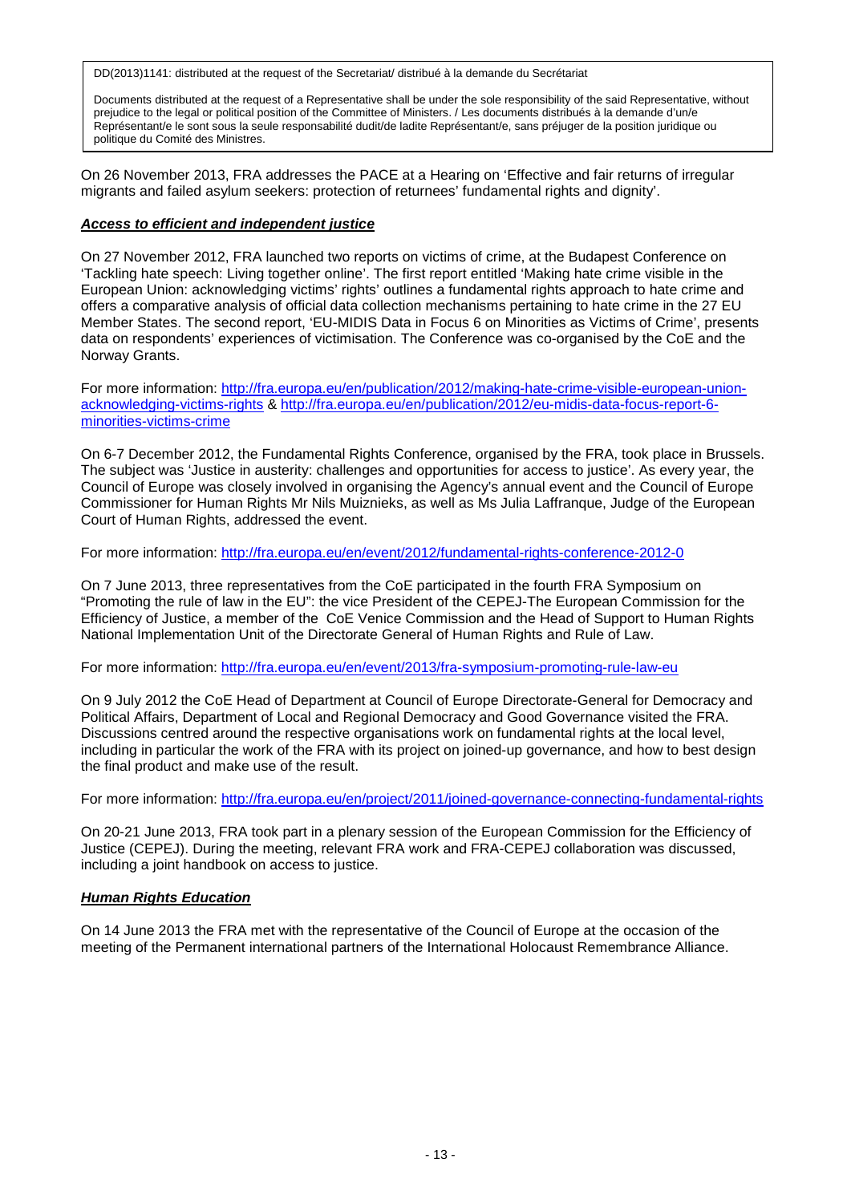DD(2013)1141: distributed at the request of the Secretariat/ distribué à la demande du Secrétariat

Documents distributed at the request of a Representative shall be under the sole responsibility of the said Representative, without prejudice to the legal or political position of the Committee of Ministers. / Les documents distribués à la demande d'un/e Représentant/e le sont sous la seule responsabilité dudit/de ladite Représentant/e, sans préjuger de la position juridique ou politique du Comité des Ministres.

On 26 November 2013, FRA addresses the PACE at a Hearing on 'Effective and fair returns of irregular migrants and failed asylum seekers: protection of returnees' fundamental rights and dignity'.

***Access to efficient and independent justice***

On 27 November 2012, FRA launched two reports on victims of crime, at the Budapest Conference on 'Tackling hate speech: Living together online'. The first report entitled 'Making hate crime visible in the European Union: acknowledging victims' rights' outlines a fundamental rights approach to hate crime and offers a comparative analysis of official data collection mechanisms pertaining to hate crime in the 27 EU Member States. The second report, 'EU-MIDIS Data in Focus 6 on Minorities as Victims of Crime', presents data on respondents' experiences of victimisation. The Conference was co-organised by the CoE and the Norway Grants.

For more information: http://fra.europa.eu/en/publication/2012/making-hate-crime-visible-european-union-acknowledging-victims-rights & http://fra.europa.eu/en/publication/2012/eu-midis-data-focus-report-6-minorities-victims-crime

On 6-7 December 2012, the Fundamental Rights Conference, organised by the FRA, took place in Brussels. The subject was 'Justice in austerity: challenges and opportunities for access to justice'. As every year, the Council of Europe was closely involved in organising the Agency's annual event and the Council of Europe Commissioner for Human Rights Mr Nils Muiznieks, as well as Ms Julia Laffranque, Judge of the European Court of Human Rights, addressed the event.

For more information: http://fra.europa.eu/en/event/2012/fundamental-rights-conference-2012-0

On 7 June 2013, three representatives from the CoE participated in the fourth FRA Symposium on "Promoting the rule of law in the EU": the vice President of the CEPEJ-The European Commission for the Efficiency of Justice, a member of the CoE Venice Commission and the Head of Support to Human Rights National Implementation Unit of the Directorate General of Human Rights and Rule of Law.

For more information: http://fra.europa.eu/en/event/2013/fra-symposium-promoting-rule-law-eu

On 9 July 2012 the CoE Head of Department at Council of Europe Directorate-General for Democracy and Political Affairs, Department of Local and Regional Democracy and Good Governance visited the FRA. Discussions centred around the respective organisations work on fundamental rights at the local level, including in particular the work of the FRA with its project on joined-up governance, and how to best design the final product and make use of the result.

For more information: http://fra.europa.eu/en/project/2011/joined-governance-connecting-fundamental-rights

On 20-21 June 2013, FRA took part in a plenary session of the European Commission for the Efficiency of Justice (CEPEJ). During the meeting, relevant FRA work and FRA-CEPEJ collaboration was discussed, including a joint handbook on access to justice.

***Human Rights Education***

On 14 June 2013 the FRA met with the representative of the Council of Europe at the occasion of the meeting of the Permanent international partners of the International Holocaust Remembrance Alliance.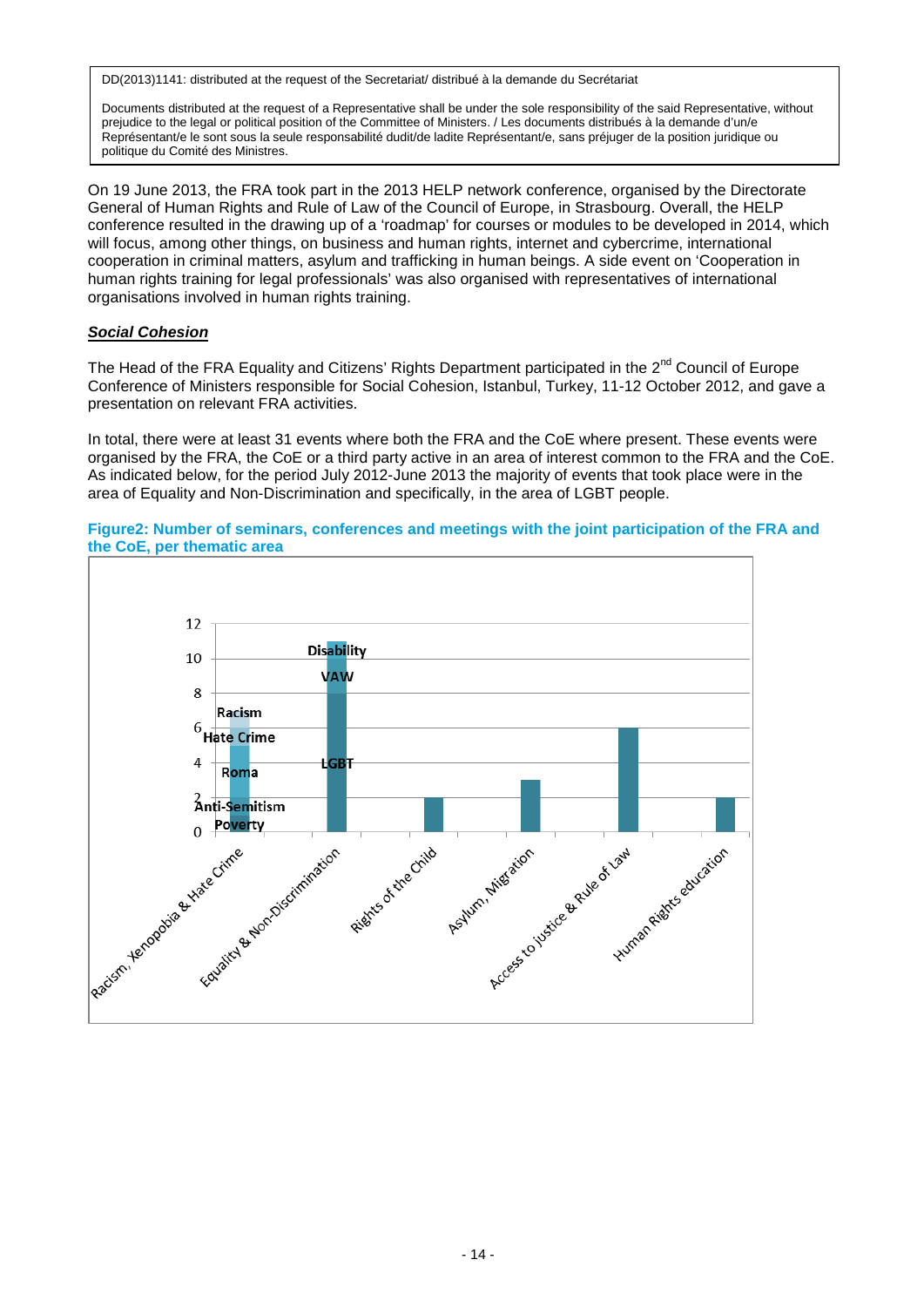DD(2013)1141: distributed at the request of the Secretariat/ distribué à la demande du Secrétariat

Documents distributed at the request of a Representative shall be under the sole responsibility of the said Representative, without prejudice to the legal or political position of the Committee of Ministers. / Les documents distribués à la demande d'un/e Représentant/e le sont sous la seule responsabilité dudit/de ladite Représentant/e, sans préjuger de la position juridique ou politique du Comité des Ministres.

On 19 June 2013, the FRA took part in the 2013 HELP network conference, organised by the Directorate General of Human Rights and Rule of Law of the Council of Europe, in Strasbourg. Overall, the HELP conference resulted in the drawing up of a 'roadmap' for courses or modules to be developed in 2014, which will focus, among other things, on business and human rights, internet and cybercrime, international cooperation in criminal matters, asylum and trafficking in human beings. A side event on 'Cooperation in human rights training for legal professionals' was also organised with representatives of international organisations involved in human rights training.

***Social Cohesion***

The Head of the FRA Equality and Citizens' Rights Department participated in the 2[nd] Council of Europe Conference of Ministers responsible for Social Cohesion, Istanbul, Turkey, 11-12 October 2012, and gave a presentation on relevant FRA activities.

In total, there were at least 31 events where both the FRA and the CoE where present. These events were organised by the FRA, the CoE or a third party active in an area of interest common to the FRA and the CoE. As indicated below, for the period July 2012-June 2013 the majority of events that took place were in the area of Equality and Non-Discrimination and specifically, in the area of LGBT people.

**Figure2: Number of seminars, conferences and meetings with the joint participation of the FRA and the CoE, per thematic area**

12
10
8
6
4
2
0

Racism
Hate Crime
Roma
Anti-Semitism
Poverty
Disability
VAW
LGBT

Racism, Xenopobia & Hate Crime
Equality & Non-Discrimination
Rights of the Child
Asylum, Migration
Access to justice & Rule of Law
Human Rights education